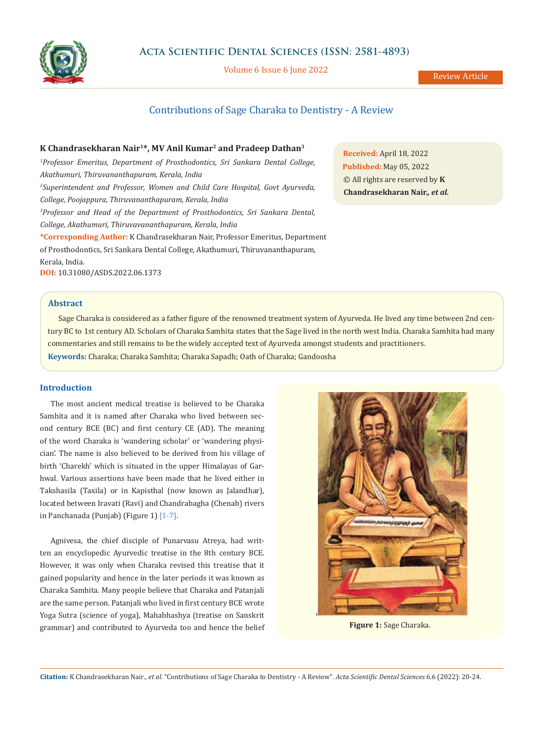# Contributions of Sage Charaka to Dentistry - A Review

**K Chandrasekharan Nair[1]*, MV Anil Kumar[2] and Pradeep Dathan[3]**

[1]*Professor Emeritus, Department of Prosthodontics, Sri Sankara Dental College, Akathumuri, Thiruvananthapuram, Kerala, India*

[2]*Superintendent and Professor, Women and Child Care Hospital, Govt Ayurveda, College, Poojappura, Thiruvananthapuram, Kerala, India*

[3]*Professor and Head of the Department of Prosthodontics, Sri Sankara Dental, College, Akathumuri, Thiruvavananthapuram, Kerala, India*

**\*Corresponding Author:** K Chandrasekharan Nair, Professor Emeritus, Department of Prosthodontics, Sri Sankara Dental College, Akathumuri, Thiruvananthapuram, Kerala, India.

**DOI:** 10.31080/ASDS.2022.06.1373

**Received:** April 18, 2022
**Published:** May 05, 2022
© All rights are reserved by **K Chandrasekharan Nair*, et al.***

## Abstract

Sage Charaka is considered as a father figure of the renowned treatment system of Ayurveda. He lived any time between 2nd century BC to 1st century AD. Scholars of Charaka Samhita states that the Sage lived in the north west India. Charaka Samhita had many commentaries and still remains to be the widely accepted text of Ayurveda amongst students and practitioners.

**Keywords:** Charaka; Charaka Samhita; Charaka Sapadh; Oath of Charaka; Gandoosha

## Introduction

The most ancient medical treatise is believed to be Charaka Samhita and it is named after Charaka who lived between second century BCE (BC) and first century CE (AD). The meaning of the word Charaka is 'wandering scholar' or 'wandering physician'. The name is also believed to be derived from his village of birth 'Charekh' which is situated in the upper Himalayas of Garhwal. Various assertions have been made that he lived either in Takshasila (Taxila) or in Kapisthal (now known as Jalandhar), located between Iravati (Ravi) and Chandrabagha (Chenab) rivers in Panchanada (Punjab) (Figure 1) [1-7].

Figure 1: Sage Charaka.

Agnivesa, the chief disciple of Punarvasu Atreya, had written an encyclopedic Ayurvedic treatise in the 8th century BCE. However, it was only when Charaka revised this treatise that it gained popularity and hence in the later periods it was known as Charaka Samhita. Many people believe that Charaka and Patanjali are the same person. Patanjali who lived in first century BCE wrote Yoga Sutra (science of yoga), Mahabhashya (treatise on Sanskrit grammar) and contributed to Ayurveda too and hence the belief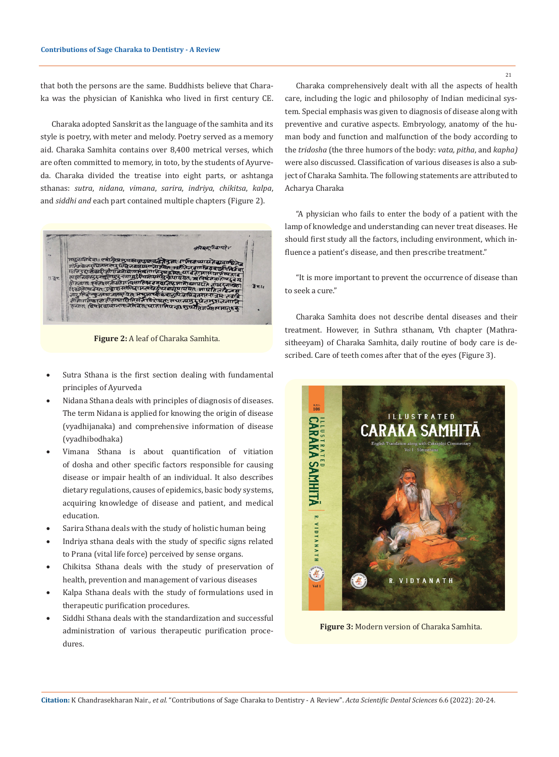that both the persons are the same. Buddhists believe that Charaka was the physician of Kanishka who lived in first century CE.

Charaka adopted Sanskrit as the language of the samhita and its style is poetry, with meter and melody. Poetry served as a memory aid. Charaka Samhita contains over 8,400 metrical verses, which are often committed to memory, in toto, by the students of Ayurveda. Charaka divided the treatise into eight parts, or ashtanga sthanas: *sutra*, *nidana*, *vimana*, *sarira*, *indriya*, *chikitsa*, *kalpa*, and *siddhi and* each part contained multiple chapters (Figure 2).

**Figure 2:** A leaf of Charaka Samhita.

- Sutra Sthana is the first section dealing with fundamental principles of Ayurveda
- Nidana Sthana deals with principles of diagnosis of diseases. The term Nidana is applied for knowing the origin of disease (vyadhijanaka) and comprehensive information of disease (vyadhibodhaka)
- Vimana Sthana is about quantification of vitiation of dosha and other specific factors responsible for causing disease or impair health of an individual. It also describes dietary regulations, causes of epidemics, basic body systems, acquiring knowledge of disease and patient, and medical education.
- Sarira Sthana deals with the study of holistic human being
- Indriya sthana deals with the study of specific signs related to Prana (vital life force) perceived by sense organs.
- Chikitsa Sthana deals with the study of preservation of health, prevention and management of various diseases
- Kalpa Sthana deals with the study of formulations used in therapeutic purification procedures.
- Siddhi Sthana deals with the standardization and successful administration of various therapeutic purification procedures.

Charaka comprehensively dealt with all the aspects of health care, including the logic and philosophy of Indian medicinal system. Special emphasis was given to diagnosis of disease along with preventive and curative aspects. Embryology, anatomy of the human body and function and malfunction of the body according to the *tridosha* (the three humors of the body: *vata, pitha*, and *kapha)* were also discussed. Classification of various diseases is also a subject of Charaka Samhita. The following statements are attributed to Acharya Charaka

"A physician who fails to enter the body of a patient with the lamp of knowledge and understanding can never treat diseases. He should first study all the factors, including environment, which influence a patient's disease, and then prescribe treatment."

"It is more important to prevent the occurrence of disease than to seek a cure."

Charaka Samhita does not describe dental diseases and their treatment. However, in Suthra sthanam, Vth chapter (Mathrasitheeyam) of Charaka Samhita, daily routine of body care is described. Care of teeth comes after that of the eyes (Figure 3).

**Figure 3:** Modern version of Charaka Samhita.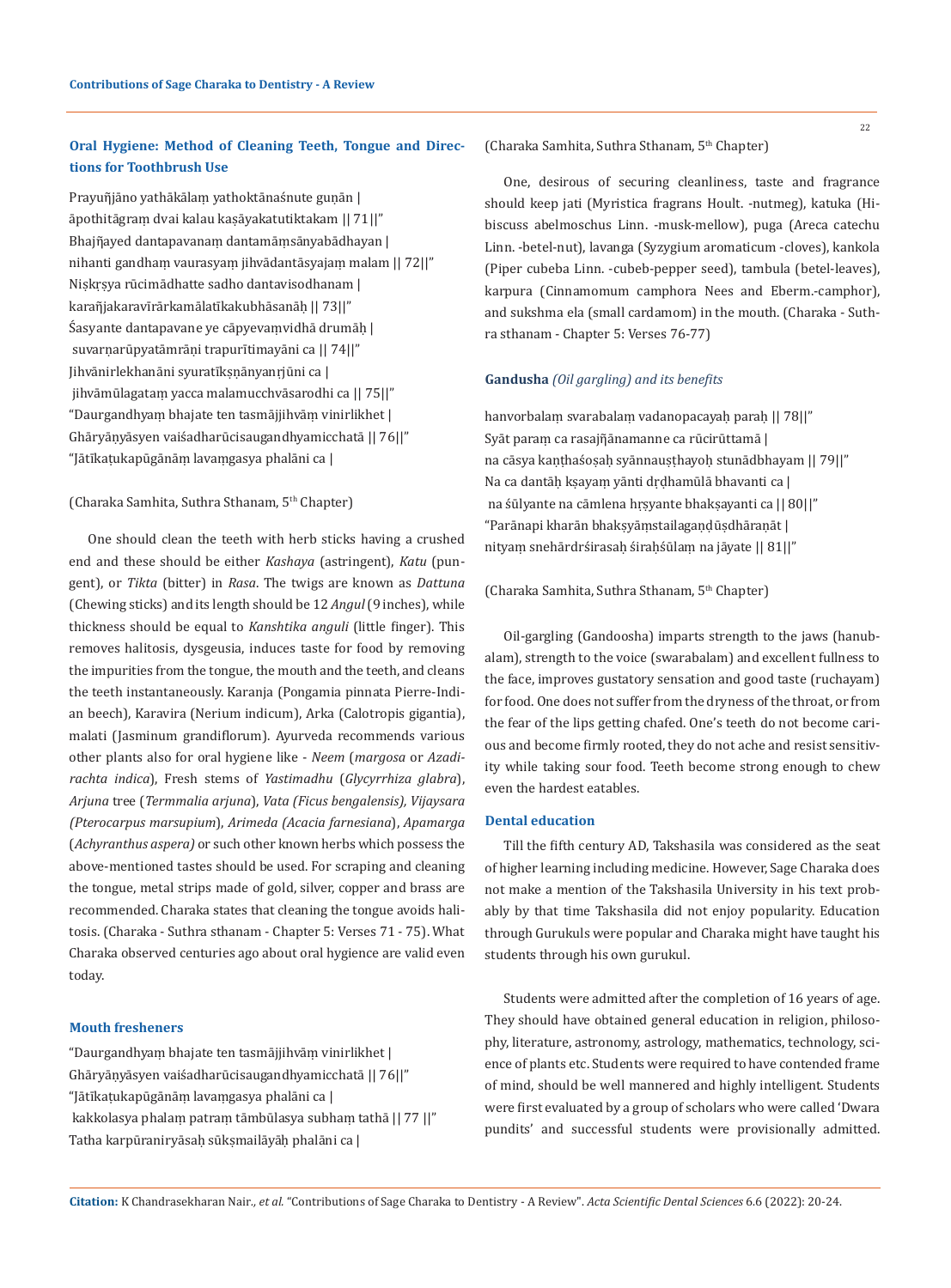### Oral Hygiene: Method of Cleaning Teeth, Tongue and Directions for Toothbrush Use

Prayuñjāno yathākālaṃ yathoktānaśnute guṇān |
āpothitāgraṃ dvai kalau kaṣāyakatutiktakam || 71||"
Bhajñayed dantapavanaṃ dantamāṃsānyabādhayan |
nihanti gandhaṃ vaurasyaṃ jihvādantāsyajaṃ malam || 72||"
Niṣkṛṣya rūcimādhatte sadho dantavisodhanam |
karañjakaravīrārkamālatīkakubhāsanāḥ || 73||"
Śasyante dantapavane ye cāpyevaṃvidhā drumāḥ |
suvarṇarūpyatāmrāṇi trapurītimayāni ca || 74||"
Jihvānirlekhanāni syuratīkṣṇānyanṛjūni ca |
jihvāmūlagataṃ yacca malamucchvāsarodhi ca || 75||"
"Daurgandhyaṃ bhajate ten tasmājjihvāṃ vinirlikhet |
Ghāryāṇyāsyen vaiśadharūcisaugandhyamicchatā || 76||"
"Jātīkaṭukapūgānāṃ lavaṃgasya phalāni ca |

(Charaka Samhita, Suthra Sthanam, 5th Chapter)

One should clean the teeth with herb sticks having a crushed end and these should be either *Kashaya* (astringent), *Katu* (pungent), or *Tikta* (bitter) in *Rasa*. The twigs are known as *Dattuna* (Chewing sticks) and its length should be 12 *Angul* (9 inches), while thickness should be equal to *Kanshtika anguli* (little finger). This removes halitosis, dysgeusia, induces taste for food by removing the impurities from the tongue, the mouth and the teeth, and cleans the teeth instantaneously. Karanja (Pongamia pinnata Pierre-Indian beech), Karavira (Nerium indicum), Arka (Calotropis gigantia), malati (Jasminum grandiflorum). Ayurveda recommends various other plants also for oral hygiene like - *Neem* (*margosa* or *Azadirachta indica*), Fresh stems of *Yastimadhu* (*Glycyrrhiza glabra*), *Arjuna* tree (*Termmalia arjuna*), *Vata (Ficus bengalensis), Vijaysara (Pterocarpus marsupium*), *Arimeda (Acacia farnesiana*), *Apamarga* (*Achyranthus aspera)* or such other known herbs which possess the above-mentioned tastes should be used. For scraping and cleaning the tongue, metal strips made of gold, silver, copper and brass are recommended. Charaka states that cleaning the tongue avoids halitosis. (Charaka - Suthra sthanam - Chapter 5: Verses 71 - 75). What Charaka observed centuries ago about oral hygience are valid even today.

### Mouth fresheners

"Daurgandhyaṃ bhajate ten tasmājjihvāṃ vinirlikhet |
Ghāryāṇyāsyen vaiśadharūcisaugandhyamicchatā || 76||"
"Jātīkaṭukapūgānāṃ lavaṃgasya phalāni ca |
kakkolasya phalaṃ patraṃ tāmbūlasya subhaṃ tathā || 77 ||"
Tatha karpūraniryāsaḥ sūkṣmailāyāḥ phalāni ca |

(Charaka Samhita, Suthra Sthanam, 5th Chapter)

One, desirous of securing cleanliness, taste and fragrance should keep jati (Myristica fragrans Hoult. -nutmeg), katuka (Hibiscuss abelmoschus Linn. -musk-mellow), puga (Areca catechu Linn. -betel-nut), lavanga (Syzygium aromaticum -cloves), kankola (Piper cubeba Linn. -cubeb-pepper seed), tambula (betel-leaves), karpura (Cinnamomum camphora Nees and Eberm.-camphor), and sukshma ela (small cardamom) in the mouth. (Charaka - Suthra sthanam - Chapter 5: Verses 76-77)

### Gandusha *(Oil gargling) and its benefits*

hanvorbalaṃ svarabalaṃ vadanopacayaḥ paraḥ || 78||"
Syāt paraṃ ca rasajñānamanne ca rūcirūttamā |
na cāsya kaṇṭhaśoṣaḥ syānnauṣṭhayoḥ stunādbhayam || 79||"
Na ca dantāḥ kṣayaṃ yānti dṛḍhamūlā bhavanti ca |
na śūlyante na cāmlena hṛṣyante bhakṣayanti ca || 80||"
"Parānapi kharān bhakṣyāṃstailagaṇḍūṣdhāraṇāt |
nityaṃ snehārdrśirasaḥ śiraḥśūlaṃ na jāyate || 81||"

(Charaka Samhita, Suthra Sthanam, 5th Chapter)

Oil-gargling (Gandoosha) imparts strength to the jaws (hanubalam), strength to the voice (swarabalam) and excellent fullness to the face, improves gustatory sensation and good taste (ruchayam) for food. One does not suffer from the dryness of the throat, or from the fear of the lips getting chafed. One's teeth do not become carious and become firmly rooted, they do not ache and resist sensitivity while taking sour food. Teeth become strong enough to chew even the hardest eatables.

### Dental education

Till the fifth century AD, Takshasila was considered as the seat of higher learning including medicine. However, Sage Charaka does not make a mention of the Takshasila University in his text probably by that time Takshasila did not enjoy popularity. Education through Gurukuls were popular and Charaka might have taught his students through his own gurukul.

Students were admitted after the completion of 16 years of age. They should have obtained general education in religion, philosophy, literature, astronomy, astrology, mathematics, technology, science of plants etc. Students were required to have contended frame of mind, should be well mannered and highly intelligent. Students were first evaluated by a group of scholars who were called 'Dwara pundits' and successful students were provisionally admitted.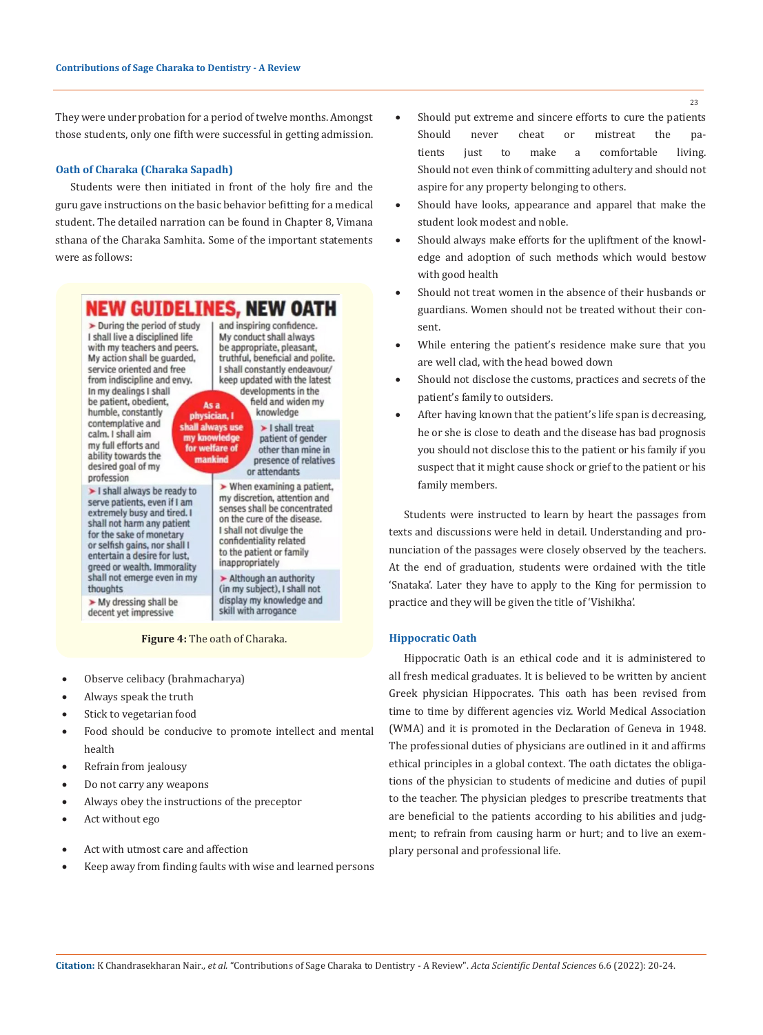They were under probation for a period of twelve months. Amongst those students, only one fifth were successful in getting admission.

### Oath of Charaka (Charaka Sapadh)

Students were then initiated in front of the holy fire and the guru gave instructions on the basic behavior befitting for a medical student. The detailed narration can be found in Chapter 8, Vimana sthana of the Charaka Samhita. Some of the important statements were as follows:

**NEW GUIDELINES, NEW OATH**

- During the period of study I shall live a disciplined life with my teachers and peers. My action shall be guarded, service oriented and free from indiscipline and envy. In my dealings I shall be patient, obedient, humble, constantly contemplative and calm. I shall aim my full efforts and ability towards the desired goal of my profession
- I shall always be ready to serve patients, even if I am extremely busy and tired. I shall not harm any patient for the sake of monetary or selfish gains, nor shall I entertain a desire for lust, greed or wealth. Immorality shall not emerge even in my thoughts
- My dressing shall be decent yet impressive and inspiring confidence. My conduct shall always be appropriate, pleasant, truthful, beneficial and polite. I shall constantly endeavour/keep updated with the latest developments in the field and widen my knowledge

As a physician, I shall always use my knowledge for welfare of mankind

- I shall treat patient of gender other than mine in presence of relatives or attendants
- When examining a patient, my discretion, attention and senses shall be concentrated on the cure of the disease. I shall not divulge the confidentiality related to the patient or family inappropriately
- Although an authority (in my subject), I shall not display my knowledge and skill with arrogance

**Figure 4:** The oath of Charaka.

- Observe celibacy (brahmacharya)
- Always speak the truth
- Stick to vegetarian food
- Food should be conducive to promote intellect and mental health
- Refrain from jealousy
- Do not carry any weapons
- Always obey the instructions of the preceptor
- Act without ego
- Act with utmost care and affection
- Keep away from finding faults with wise and learned persons
- Should put extreme and sincere efforts to cure the patients Should never cheat or mistreat the patients just to make a comfortable living. Should not even think of committing adultery and should not aspire for any property belonging to others.
- Should have looks, appearance and apparel that make the student look modest and noble.
- Should always make efforts for the upliftment of the knowledge and adoption of such methods which would bestow with good health
- Should not treat women in the absence of their husbands or guardians. Women should not be treated without their consent.
- While entering the patient's residence make sure that you are well clad, with the head bowed down
- Should not disclose the customs, practices and secrets of the patient's family to outsiders.
- After having known that the patient's life span is decreasing, he or she is close to death and the disease has bad prognosis you should not disclose this to the patient or his family if you suspect that it might cause shock or grief to the patient or his family members.

Students were instructed to learn by heart the passages from texts and discussions were held in detail. Understanding and pronunciation of the passages were closely observed by the teachers. At the end of graduation, students were ordained with the title 'Snataka'. Later they have to apply to the King for permission to practice and they will be given the title of 'Vishikha'.

### Hippocratic Oath

Hippocratic Oath is an ethical code and it is administered to all fresh medical graduates. It is believed to be written by ancient Greek physician Hippocrates. This oath has been revised from time to time by different agencies viz. World Medical Association (WMA) and it is promoted in the Declaration of Geneva in 1948. The professional duties of physicians are outlined in it and affirms ethical principles in a global context. The oath dictates the obligations of the physician to students of medicine and duties of pupil to the teacher. The physician pledges to prescribe treatments that are beneficial to the patients according to his abilities and judgment; to refrain from causing harm or hurt; and to live an exemplary personal and professional life.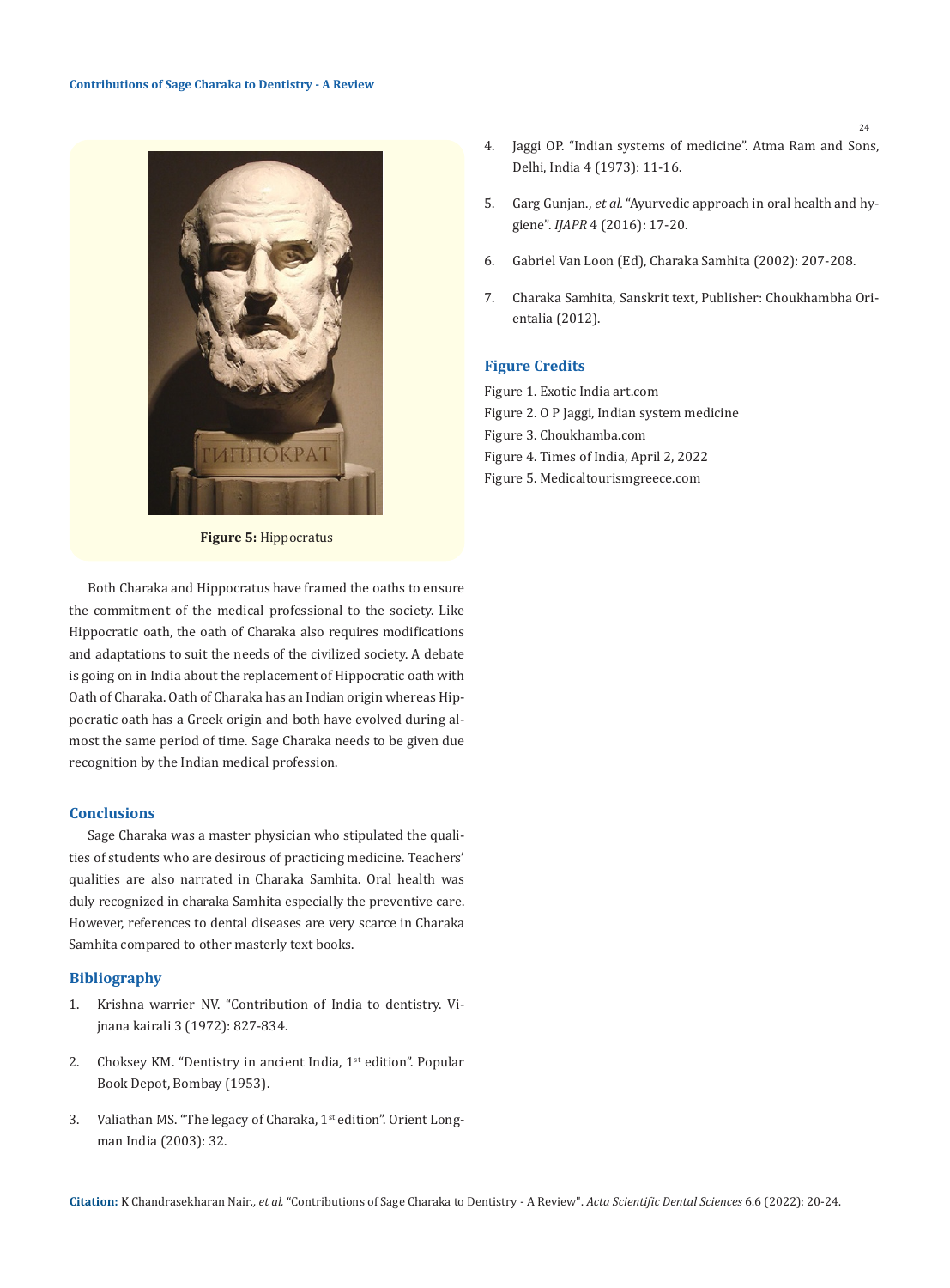**Figure 5:** Hippocratus

Both Charaka and Hippocratus have framed the oaths to ensure the commitment of the medical professional to the society. Like Hippocratic oath, the oath of Charaka also requires modifications and adaptations to suit the needs of the civilized society. A debate is going on in India about the replacement of Hippocratic oath with Oath of Charaka. Oath of Charaka has an Indian origin whereas Hippocratic oath has a Greek origin and both have evolved during almost the same period of time. Sage Charaka needs to be given due recognition by the Indian medical profession.

## Conclusions

Sage Charaka was a master physician who stipulated the qualities of students who are desirous of practicing medicine. Teachers' qualities are also narrated in Charaka Samhita. Oral health was duly recognized in charaka Samhita especially the preventive care. However, references to dental diseases are very scarce in Charaka Samhita compared to other masterly text books.

## Bibliography

1. Krishna warrier NV. "Contribution of India to dentistry. Vijnana kairali 3 (1972): 827-834.
2. Choksey KM. "Dentistry in ancient India, 1st edition". Popular Book Depot, Bombay (1953).
3. Valiathan MS. "The legacy of Charaka, 1st edition". Orient Longman India (2003): 32.
4. Jaggi OP. "Indian systems of medicine". Atma Ram and Sons, Delhi, India 4 (1973): 11-16.
5. Garg Gunjan., *et al.* "Ayurvedic approach in oral health and hygiene". *IJAPR* 4 (2016): 17-20.
6. Gabriel Van Loon (Ed), Charaka Samhita (2002): 207-208.
7. Charaka Samhita, Sanskrit text, Publisher: Choukhambha Orientalia (2012).

## Figure Credits

Figure 1. Exotic India art.com
Figure 2. O P Jaggi, Indian system medicine
Figure 3. Choukhamba.com
Figure 4. Times of India, April 2, 2022
Figure 5. Medicaltourismgreece.com